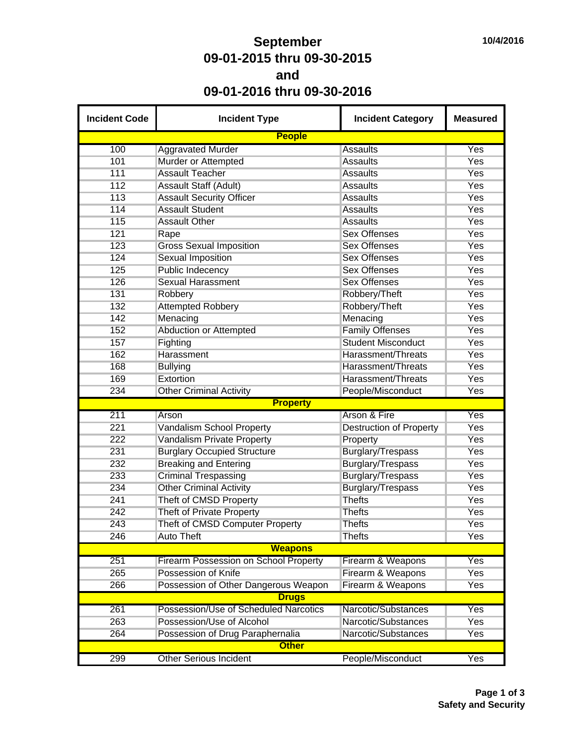# September
## 09-01-2015 thru 09-30-2015
## and
## 09-01-2016 thru 09-30-2016

10/4/2016

| Incident Code | Incident Type | Incident Category | Measured |
|---|---|---|---|
| **People** | | | |
| 100 | Aggravated Murder | Assaults | Yes |
| 101 | Murder or Attempted | Assaults | Yes |
| 111 | Assault Teacher | Assaults | Yes |
| 112 | Assault Staff (Adult) | Assaults | Yes |
| 113 | Assault Security Officer | Assaults | Yes |
| 114 | Assault Student | Assaults | Yes |
| 115 | Assault Other | Assaults | Yes |
| 121 | Rape | Sex Offenses | Yes |
| 123 | Gross Sexual Imposition | Sex Offenses | Yes |
| 124 | Sexual Imposition | Sex Offenses | Yes |
| 125 | Public Indecency | Sex Offenses | Yes |
| 126 | Sexual Harassment | Sex Offenses | Yes |
| 131 | Robbery | Robbery/Theft | Yes |
| 132 | Attempted Robbery | Robbery/Theft | Yes |
| 142 | Menacing | Menacing | Yes |
| 152 | Abduction or Attempted | Family Offenses | Yes |
| 157 | Fighting | Student Misconduct | Yes |
| 162 | Harassment | Harassment/Threats | Yes |
| 168 | Bullying | Harassment/Threats | Yes |
| 169 | Extortion | Harassment/Threats | Yes |
| 234 | Other Criminal Activity | People/Misconduct | Yes |
| **Property** | | | |
| 211 | Arson | Arson & Fire | Yes |
| 221 | Vandalism School Property | Destruction of Property | Yes |
| 222 | Vandalism Private Property | Property | Yes |
| 231 | Burglary Occupied Structure | Burglary/Trespass | Yes |
| 232 | Breaking and Entering | Burglary/Trespass | Yes |
| 233 | Criminal Trespassing | Burglary/Trespass | Yes |
| 234 | Other Criminal Activity | Burglary/Trespass | Yes |
| 241 | Theft of CMSD Property | Thefts | Yes |
| 242 | Theft of Private Property | Thefts | Yes |
| 243 | Theft of CMSD Computer Property | Thefts | Yes |
| 246 | Auto Theft | Thefts | Yes |
| **Weapons** | | | |
| 251 | Firearm Possession on School Property | Firearm & Weapons | Yes |
| 265 | Possession of Knife | Firearm & Weapons | Yes |
| 266 | Possession of Other Dangerous Weapon | Firearm & Weapons | Yes |
| **Drugs** | | | |
| 261 | Possession/Use of Scheduled Narcotics | Narcotic/Substances | Yes |
| 263 | Possession/Use of Alcohol | Narcotic/Substances | Yes |
| 264 | Possession of Drug Paraphernalia | Narcotic/Substances | Yes |
| **Other** | | | |
| 299 | Other Serious Incident | People/Misconduct | Yes |

**Safety and Security**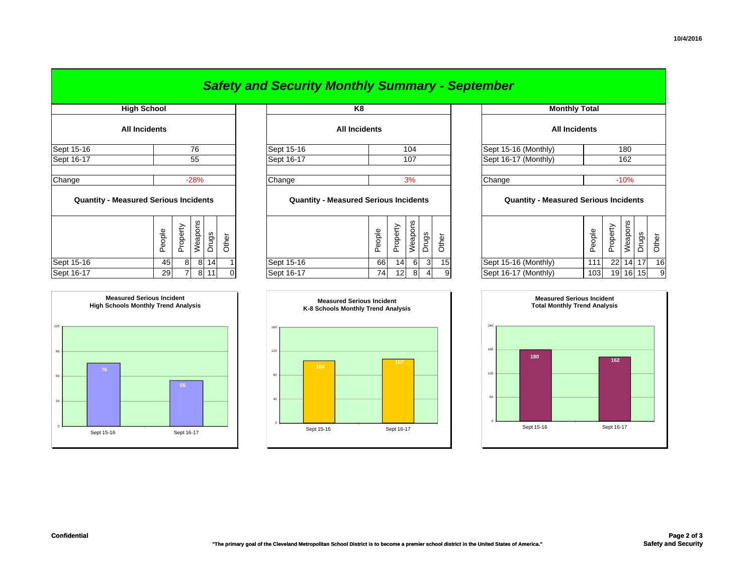# Safety and Security Monthly Summary - September

## High School

### All Incidents

| | |
|---|---|
| Sept 15-16 | 76 |
| Sept 16-17 | 55 |
| Change | -28% |

### Quantity - Measured Serious Incidents

| | People | Property | Weapons | Drugs | Other |
|---|---|---|---|---|---|
| Sept 15-16 | 45 | 8 | 8 | 14 | 1 |
| Sept 16-17 | 29 | 7 | 8 | 11 | 0 |

## K8

### All Incidents

| | |
|---|---|
| Sept 15-16 | 104 |
| Sept 16-17 | 107 |
| Change | 3% |

### Quantity - Measured Serious Incidents

| | People | Property | Weapons | Drugs | Other |
|---|---|---|---|---|---|
| Sept 15-16 | 66 | 14 | 6 | 3 | 15 |
| Sept 16-17 | 74 | 12 | 8 | 4 | 9 |

## Monthly Total

### All Incidents

| | |
|---|---|
| Sept 15-16 (Monthly) | 180 |
| Sept 16-17 (Monthly) | 162 |
| Change | -10% |

### Quantity - Measured Serious Incidents

| | People | Property | Weapons | Drugs | Other |
|---|---|---|---|---|---|
| Sept 15-16 (Monthly) | 111 | 22 | 14 | 17 | 16 |
| Sept 16-17 (Monthly) | 103 | 19 | 16 | 15 | 9 |

**Measured Serious Incident High Schools Monthly Trend Analysis**

| | Sept 15-16 | Sept 16-17 |
|---|---|---|
| High Schools | 76 | 55 |

**Measured Serious Incident K-8 Schools Monthly Trend Analysis**

| | Sept 15-16 | Sept 16-17 |
|---|---|---|
| K-8 Schools | 104 | 107 |

**Measured Serious Incident Total Monthly Trend Analysis**

| | Sept 15-16 | Sept 16-17 |
|---|---|---|
| Total | 180 | 162 |

Confidential

"The primary goal of the Cleveland Metropolitan School District is to become a premier school district in the United States of America."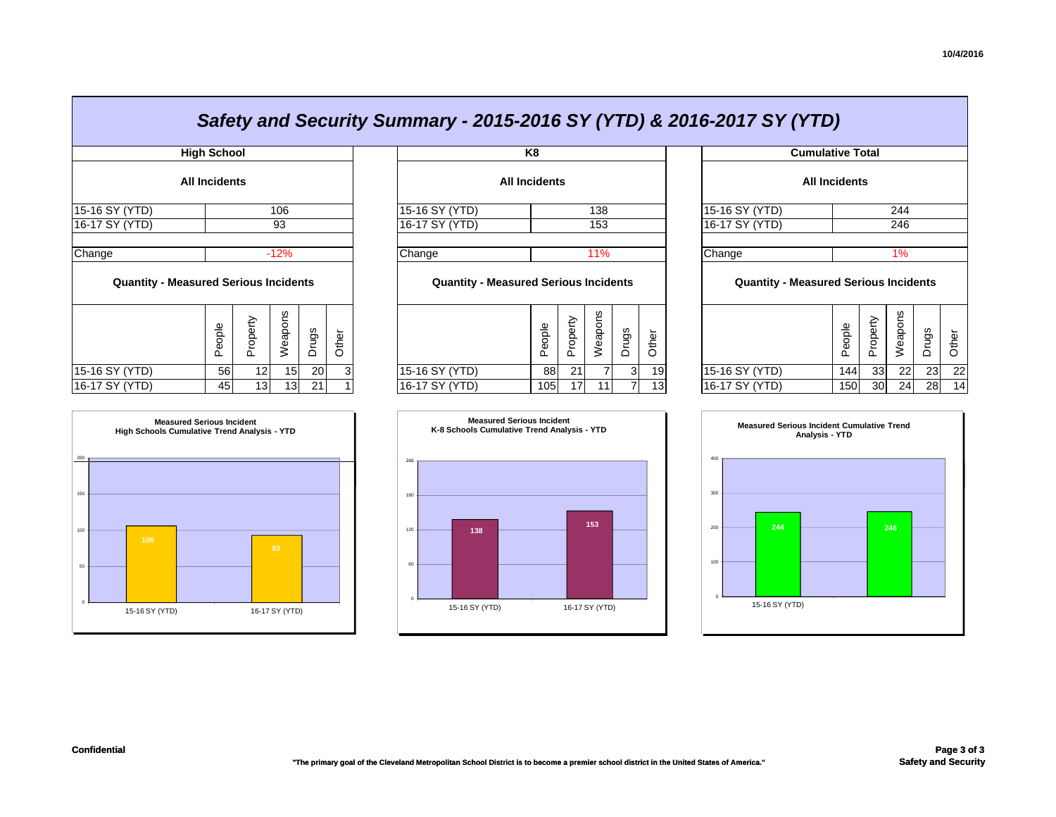10/4/2016

# Safety and Security Summary - 2015-2016 SY (YTD) & 2016-2017 SY (YTD)

## High School

### All Incidents

| | |
|---|---|
| 15-16 SY (YTD) | 106 |
| 16-17 SY (YTD) | 93 |
| Change | -12% |

### Quantity - Measured Serious Incidents

| | People | Property | Weapons | Drugs | Other |
|---|---|---|---|---|---|
| 15-16 SY (YTD) | 56 | 12 | 15 | 20 | 3 |
| 16-17 SY (YTD) | 45 | 13 | 13 | 21 | 1 |

## K8

### All Incidents

| | |
|---|---|
| 15-16 SY (YTD) | 138 |
| 16-17 SY (YTD) | 153 |
| Change | 11% |

### Quantity - Measured Serious Incidents

| | People | Property | Weapons | Drugs | Other |
|---|---|---|---|---|---|
| 15-16 SY (YTD) | 88 | 21 | 7 | 3 | 19 |
| 16-17 SY (YTD) | 105 | 17 | 11 | 7 | 13 |

## Cumulative Total

### All Incidents

| | |
|---|---|
| 15-16 SY (YTD) | 244 |
| 16-17 SY (YTD) | 246 |
| Change | 1% |

### Quantity - Measured Serious Incidents

| | People | Property | Weapons | Drugs | Other |
|---|---|---|---|---|---|
| 15-16 SY (YTD) | 144 | 33 | 22 | 23 | 22 |
| 16-17 SY (YTD) | 150 | 30 | 24 | 28 | 14 |

**Measured Serious Incident High Schools Cumulative Trend Analysis - YTD**

200
150
100
50
0
106
93
15-16 SY (YTD)
16-17 SY (YTD)

**Measured Serious Incident K-8 Schools Cumulative Trend Analysis - YTD**

240
180
120
60
0
138
153
15-16 SY (YTD)
16-17 SY (YTD)

**Measured Serious Incident Cumulative Trend Analysis - YTD**

400
300
200
100
0
244
246
15-16 SY (YTD)

**Confidential**

**"The primary goal of the Cleveland Metropolitan School District is to become a premier school district in the United States of America."**

**Safety and Security**